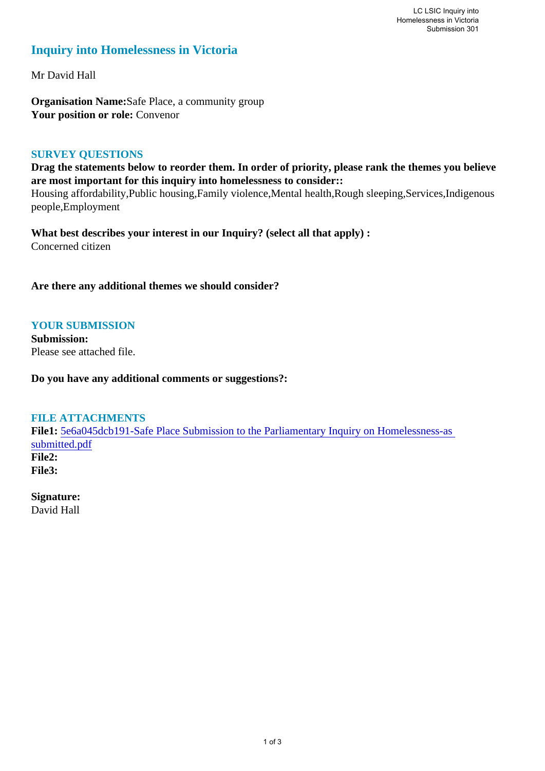# Inquiry into Homelessness in Victoria

Mr David Hall

**Organisation Name:** Safe Place, a community group
**Your position or role:** Convenor

## SURVEY QUESTIONS

**Drag the statements below to reorder them. In order of priority, please rank the themes you believe are most important for this inquiry into homelessness to consider::**
Housing affordability,Public housing,Family violence,Mental health,Rough sleeping,Services,Indigenous people,Employment

**What best describes your interest in our Inquiry? (select all that apply) :**
Concerned citizen

**Are there any additional themes we should consider?**

## YOUR SUBMISSION

**Submission:**
Please see attached file.

**Do you have any additional comments or suggestions?:**

## FILE ATTACHMENTS

**File1:** 5e6a045dcb191-Safe Place Submission to the Parliamentary Inquiry on Homelessness-as submitted.pdf
**File2:**
**File3:**

**Signature:**
David Hall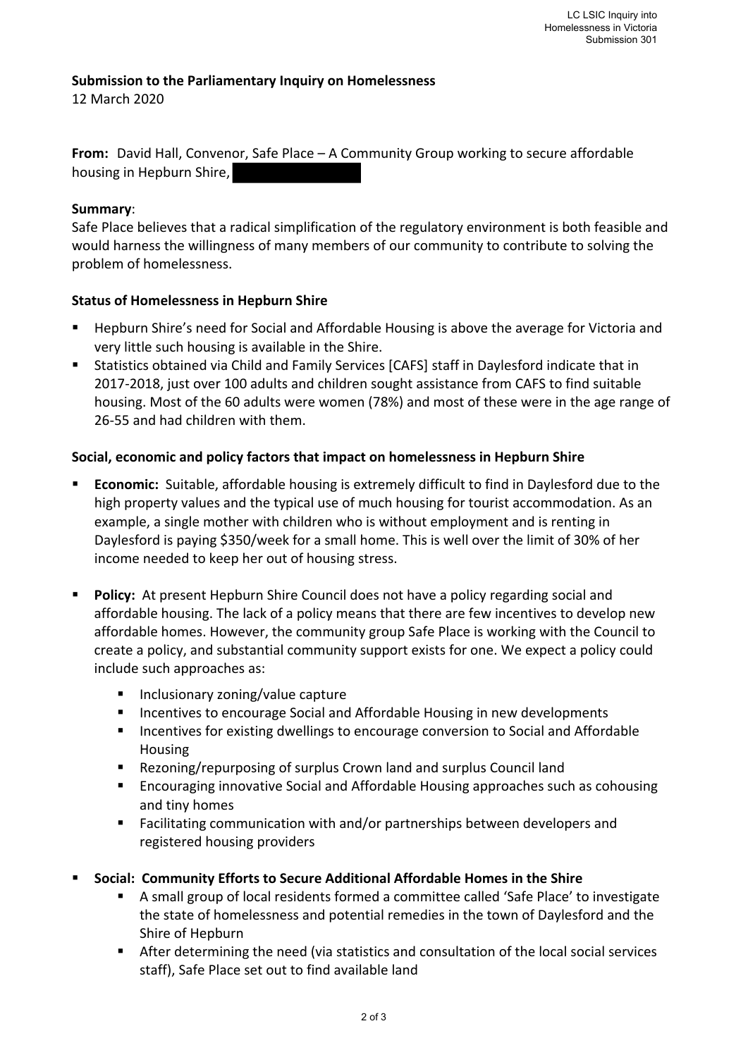**Submission to the Parliamentary Inquiry on Homelessness**
12 March 2020

**From:** David Hall, Convenor, Safe Place – A Community Group working to secure affordable housing in Hepburn Shire,

**Summary**:
Safe Place believes that a radical simplification of the regulatory environment is both feasible and would harness the willingness of many members of our community to contribute to solving the problem of homelessness.

**Status of Homelessness in Hepburn Shire**

- Hepburn Shire's need for Social and Affordable Housing is above the average for Victoria and very little such housing is available in the Shire.
- Statistics obtained via Child and Family Services [CAFS] staff in Daylesford indicate that in 2017-2018, just over 100 adults and children sought assistance from CAFS to find suitable housing. Most of the 60 adults were women (78%) and most of these were in the age range of 26-55 and had children with them.

**Social, economic and policy factors that impact on homelessness in Hepburn Shire**

- **Economic:** Suitable, affordable housing is extremely difficult to find in Daylesford due to the high property values and the typical use of much housing for tourist accommodation. As an example, a single mother with children who is without employment and is renting in Daylesford is paying $350/week for a small home. This is well over the limit of 30% of her income needed to keep her out of housing stress.

- **Policy:** At present Hepburn Shire Council does not have a policy regarding social and affordable housing. The lack of a policy means that there are few incentives to develop new affordable homes. However, the community group Safe Place is working with the Council to create a policy, and substantial community support exists for one. We expect a policy could include such approaches as:
    - Inclusionary zoning/value capture
    - Incentives to encourage Social and Affordable Housing in new developments
    - Incentives for existing dwellings to encourage conversion to Social and Affordable Housing
    - Rezoning/repurposing of surplus Crown land and surplus Council land
    - Encouraging innovative Social and Affordable Housing approaches such as cohousing and tiny homes
    - Facilitating communication with and/or partnerships between developers and registered housing providers

- **Social: Community Efforts to Secure Additional Affordable Homes in the Shire**
    - A small group of local residents formed a committee called 'Safe Place' to investigate the state of homelessness and potential remedies in the town of Daylesford and the Shire of Hepburn
    - After determining the need (via statistics and consultation of the local social services staff), Safe Place set out to find available land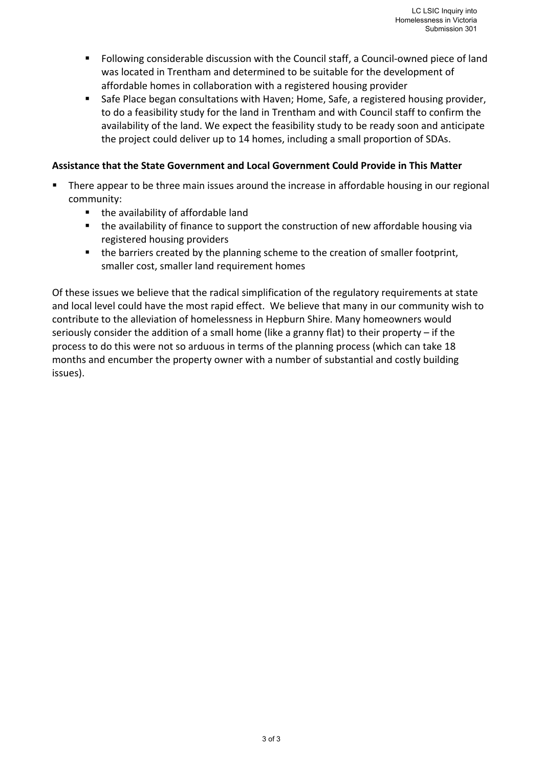- Following considerable discussion with the Council staff, a Council-owned piece of land was located in Trentham and determined to be suitable for the development of affordable homes in collaboration with a registered housing provider
- Safe Place began consultations with Haven; Home, Safe, a registered housing provider, to do a feasibility study for the land in Trentham and with Council staff to confirm the availability of the land. We expect the feasibility study to be ready soon and anticipate the project could deliver up to 14 homes, including a small proportion of SDAs.

**Assistance that the State Government and Local Government Could Provide in This Matter**

- There appear to be three main issues around the increase in affordable housing in our regional community:
  - the availability of affordable land
  - the availability of finance to support the construction of new affordable housing via registered housing providers
  - the barriers created by the planning scheme to the creation of smaller footprint, smaller cost, smaller land requirement homes

Of these issues we believe that the radical simplification of the regulatory requirements at state and local level could have the most rapid effect. We believe that many in our community wish to contribute to the alleviation of homelessness in Hepburn Shire. Many homeowners would seriously consider the addition of a small home (like a granny flat) to their property – if the process to do this were not so arduous in terms of the planning process (which can take 18 months and encumber the property owner with a number of substantial and costly building issues).